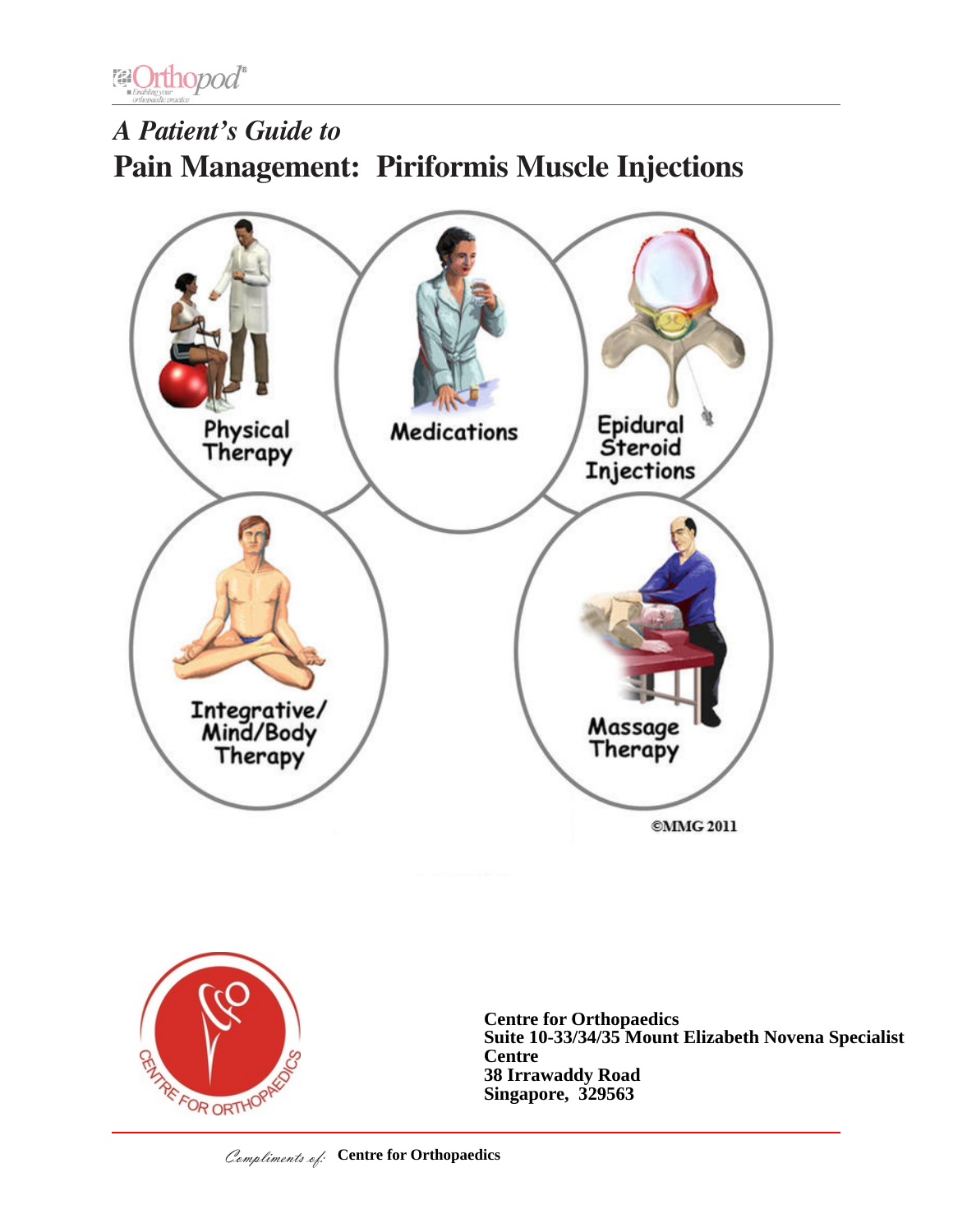*A Patient's Guide to*

# Pain Management: Piriformis Muscle Injections

Physical Therapy

Medications

Epidural Steroid Injections

Integrative/ Mind/Body Therapy

Massage Therapy

©MMG 2011

**Centre for Orthopaedics**
**Suite 10-33/34/35 Mount Elizabeth Novena Specialist Centre**
**38 Irrawaddy Road**
**Singapore, 329563**

*Compliments of:* **Centre for Orthopaedics**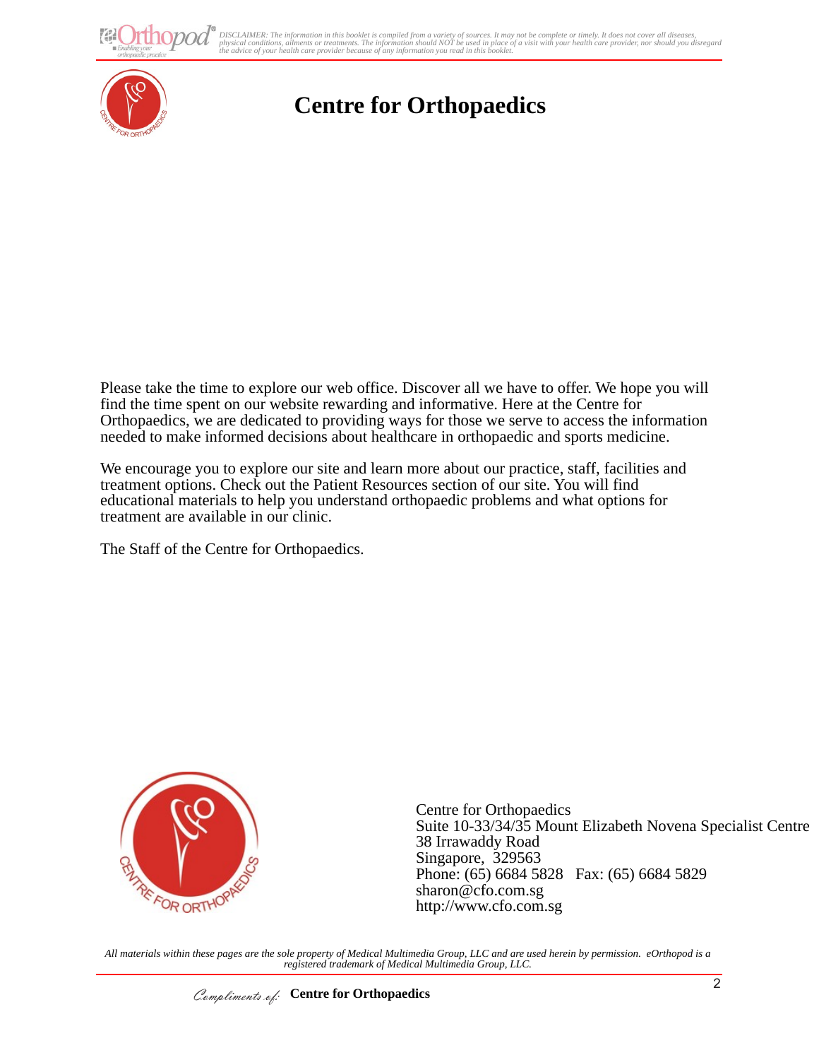# Centre for Orthopaedics

Please take the time to explore our web office. Discover all we have to offer. We hope you will find the time spent on our website rewarding and informative. Here at the Centre for Orthopaedics, we are dedicated to providing ways for those we serve to access the information needed to make informed decisions about healthcare in orthopaedic and sports medicine.

We encourage you to explore our site and learn more about our practice, staff, facilities and treatment options. Check out the Patient Resources section of our site. You will find educational materials to help you understand orthopaedic problems and what options for treatment are available in our clinic.

The Staff of the Centre for Orthopaedics.

Centre for Orthopaedics
Suite 10-33/34/35 Mount Elizabeth Novena Specialist Centre
38 Irrawaddy Road
Singapore, 329563
Phone: (65) 6684 5828 Fax: (65) 6684 5829
sharon@cfo.com.sg
http://www.cfo.com.sg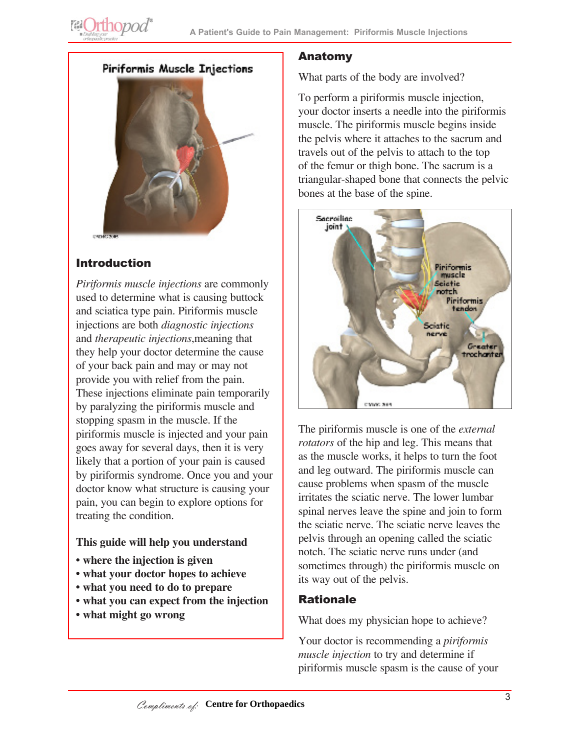Piriformis Muscle Injections

## Introduction

*Piriformis muscle injections* are commonly used to determine what is causing buttock and sciatica type pain. Piriformis muscle injections are both *diagnostic injections* and *therapeutic injections*,meaning that they help your doctor determine the cause of your back pain and may or may not provide you with relief from the pain. These injections eliminate pain temporarily by paralyzing the piriformis muscle and stopping spasm in the muscle. If the piriformis muscle is injected and your pain goes away for several days, then it is very likely that a portion of your pain is caused by piriformis syndrome. Once you and your doctor know what structure is causing your pain, you can begin to explore options for treating the condition.

**This guide will help you understand**

- **where the injection is given**
- **what your doctor hopes to achieve**
- **what you need to do to prepare**
- **what you can expect from the injection**
- **what might go wrong**

## Anatomy

What parts of the body are involved?

To perform a piriformis muscle injection, your doctor inserts a needle into the piriformis muscle. The piriformis muscle begins inside the pelvis where it attaches to the sacrum and travels out of the pelvis to attach to the top of the femur or thigh bone. The sacrum is a triangular-shaped bone that connects the pelvic bones at the base of the spine.

The piriformis muscle is one of the *external rotators* of the hip and leg. This means that as the muscle works, it helps to turn the foot and leg outward. The piriformis muscle can cause problems when spasm of the muscle irritates the sciatic nerve. The lower lumbar spinal nerves leave the spine and join to form the sciatic nerve. The sciatic nerve leaves the pelvis through an opening called the sciatic notch. The sciatic nerve runs under (and sometimes through) the piriformis muscle on its way out of the pelvis.

## Rationale

What does my physician hope to achieve?

Your doctor is recommending a *piriformis muscle injection* to try and determine if piriformis muscle spasm is the cause of your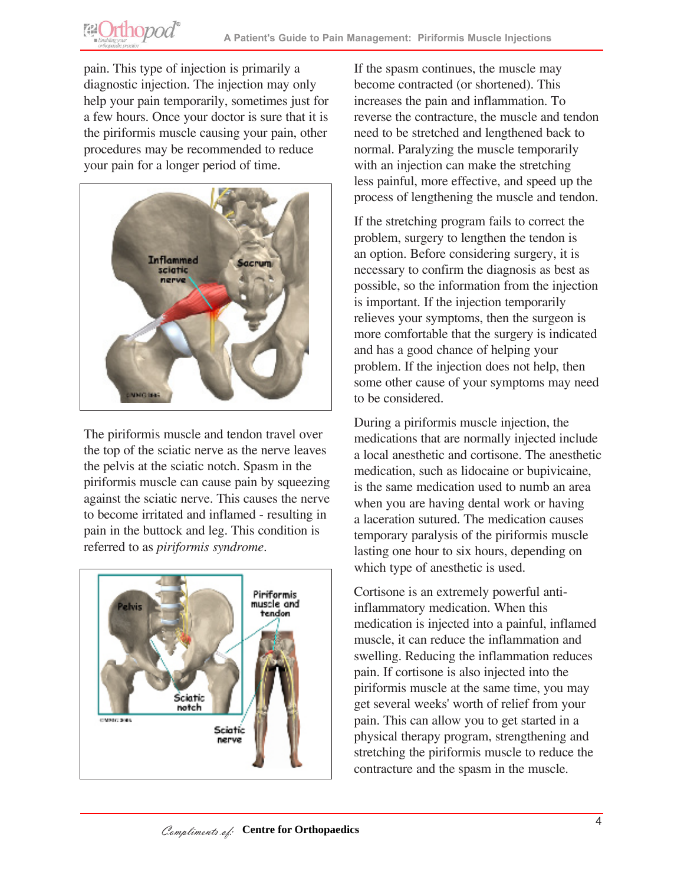pain. This type of injection is primarily a diagnostic injection. The injection may only help your pain temporarily, sometimes just for a few hours. Once your doctor is sure that it is the piriformis muscle causing your pain, other procedures may be recommended to reduce your pain for a longer period of time.

The piriformis muscle and tendon travel over the top of the sciatic nerve as the nerve leaves the pelvis at the sciatic notch. Spasm in the piriformis muscle can cause pain by squeezing against the sciatic nerve. This causes the nerve to become irritated and inflamed - resulting in pain in the buttock and leg. This condition is referred to as *piriformis syndrome*.

If the spasm continues, the muscle may become contracted (or shortened). This increases the pain and inflammation. To reverse the contracture, the muscle and tendon need to be stretched and lengthened back to normal. Paralyzing the muscle temporarily with an injection can make the stretching less painful, more effective, and speed up the process of lengthening the muscle and tendon.

If the stretching program fails to correct the problem, surgery to lengthen the tendon is an option. Before considering surgery, it is necessary to confirm the diagnosis as best as possible, so the information from the injection is important. If the injection temporarily relieves your symptoms, then the surgeon is more comfortable that the surgery is indicated and has a good chance of helping your problem. If the injection does not help, then some other cause of your symptoms may need to be considered.

During a piriformis muscle injection, the medications that are normally injected include a local anesthetic and cortisone. The anesthetic medication, such as lidocaine or bupivicaine, is the same medication used to numb an area when you are having dental work or having a laceration sutured. The medication causes temporary paralysis of the piriformis muscle lasting one hour to six hours, depending on which type of anesthetic is used.

Cortisone is an extremely powerful anti-inflammatory medication. When this medication is injected into a painful, inflamed muscle, it can reduce the inflammation and swelling. Reducing the inflammation reduces pain. If cortisone is also injected into the piriformis muscle at the same time, you may get several weeks' worth of relief from your pain. This can allow you to get started in a physical therapy program, strengthening and stretching the piriformis muscle to reduce the contracture and the spasm in the muscle.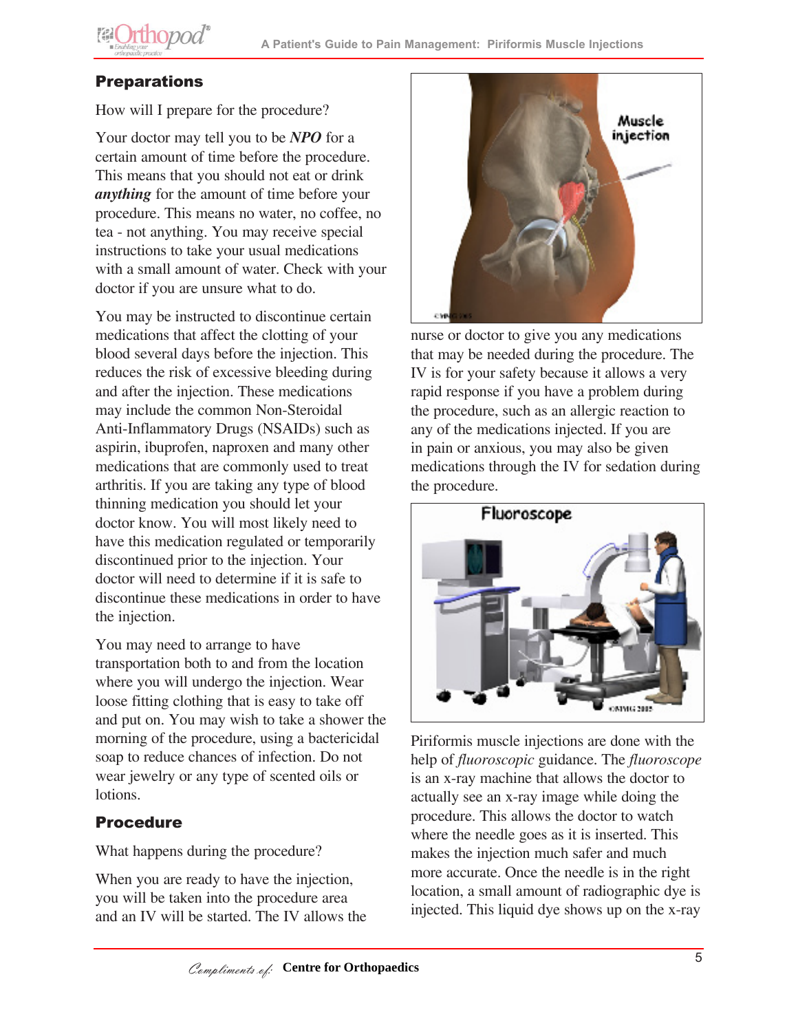## Preparations

How will I prepare for the procedure?

Your doctor may tell you to be ***NPO*** for a certain amount of time before the procedure. This means that you should not eat or drink ***anything*** for the amount of time before your procedure. This means no water, no coffee, no tea - not anything. You may receive special instructions to take your usual medications with a small amount of water. Check with your doctor if you are unsure what to do.

You may be instructed to discontinue certain medications that affect the clotting of your blood several days before the injection. This reduces the risk of excessive bleeding during and after the injection. These medications may include the common Non-Steroidal Anti-Inflammatory Drugs (NSAIDs) such as aspirin, ibuprofen, naproxen and many other medications that are commonly used to treat arthritis. If you are taking any type of blood thinning medication you should let your doctor know. You will most likely need to have this medication regulated or temporarily discontinued prior to the injection. Your doctor will need to determine if it is safe to discontinue these medications in order to have the injection.

You may need to arrange to have transportation both to and from the location where you will undergo the injection. Wear loose fitting clothing that is easy to take off and put on. You may wish to take a shower the morning of the procedure, using a bactericidal soap to reduce chances of infection. Do not wear jewelry or any type of scented oils or lotions.

## Procedure

What happens during the procedure?

When you are ready to have the injection, you will be taken into the procedure area and an IV will be started. The IV allows the nurse or doctor to give you any medications that may be needed during the procedure. The IV is for your safety because it allows a very rapid response if you have a problem during the procedure, such as an allergic reaction to any of the medications injected. If you are in pain or anxious, you may also be given medications through the IV for sedation during the procedure.

Piriformis muscle injections are done with the help of *fluoroscopic* guidance. The *fluoroscope* is an x-ray machine that allows the doctor to actually see an x-ray image while doing the procedure. This allows the doctor to watch where the needle goes as it is inserted. This makes the injection much safer and much more accurate. Once the needle is in the right location, a small amount of radiographic dye is injected. This liquid dye shows up on the x-ray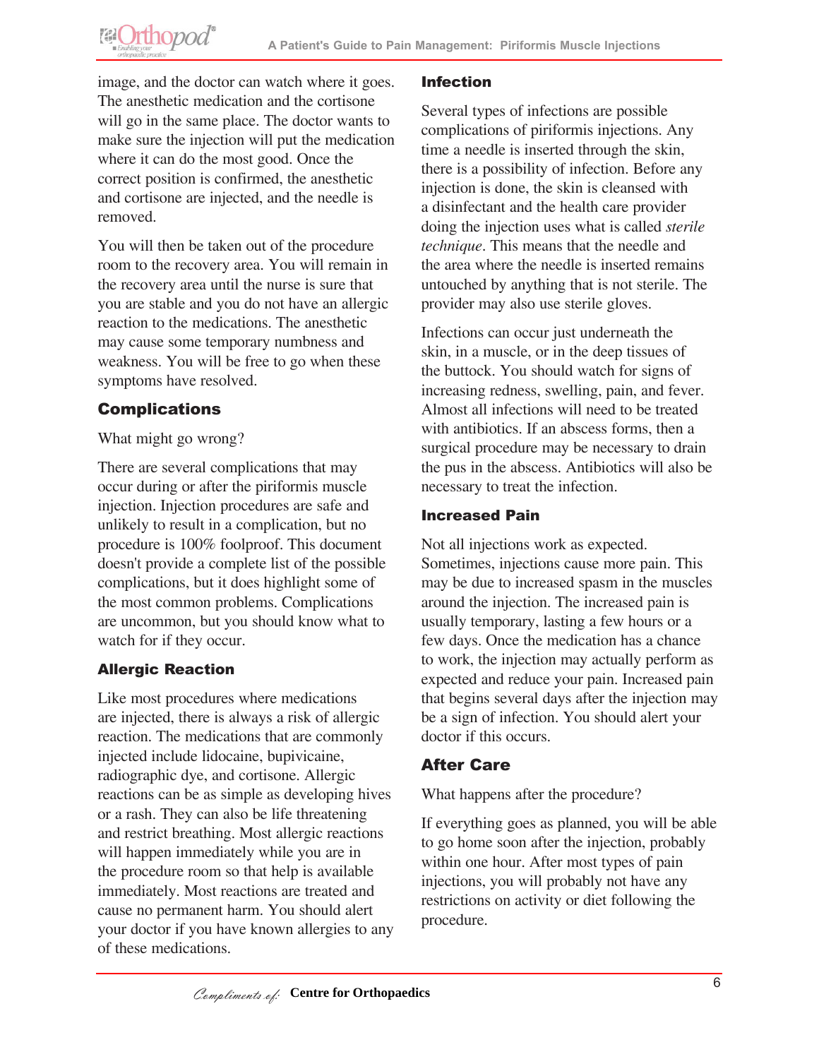image, and the doctor can watch where it goes. The anesthetic medication and the cortisone will go in the same place. The doctor wants to make sure the injection will put the medication where it can do the most good. Once the correct position is confirmed, the anesthetic and cortisone are injected, and the needle is removed.

You will then be taken out of the procedure room to the recovery area. You will remain in the recovery area until the nurse is sure that you are stable and you do not have an allergic reaction to the medications. The anesthetic may cause some temporary numbness and weakness. You will be free to go when these symptoms have resolved.

## Complications

What might go wrong?

There are several complications that may occur during or after the piriformis muscle injection. Injection procedures are safe and unlikely to result in a complication, but no procedure is 100% foolproof. This document doesn't provide a complete list of the possible complications, but it does highlight some of the most common problems. Complications are uncommon, but you should know what to watch for if they occur.

### Allergic Reaction

Like most procedures where medications are injected, there is always a risk of allergic reaction. The medications that are commonly injected include lidocaine, bupivicaine, radiographic dye, and cortisone. Allergic reactions can be as simple as developing hives or a rash. They can also be life threatening and restrict breathing. Most allergic reactions will happen immediately while you are in the procedure room so that help is available immediately. Most reactions are treated and cause no permanent harm. You should alert your doctor if you have known allergies to any of these medications.

### Infection

Several types of infections are possible complications of piriformis injections. Any time a needle is inserted through the skin, there is a possibility of infection. Before any injection is done, the skin is cleansed with a disinfectant and the health care provider doing the injection uses what is called *sterile technique*. This means that the needle and the area where the needle is inserted remains untouched by anything that is not sterile. The provider may also use sterile gloves.

Infections can occur just underneath the skin, in a muscle, or in the deep tissues of the buttock. You should watch for signs of increasing redness, swelling, pain, and fever. Almost all infections will need to be treated with antibiotics. If an abscess forms, then a surgical procedure may be necessary to drain the pus in the abscess. Antibiotics will also be necessary to treat the infection.

### Increased Pain

Not all injections work as expected. Sometimes, injections cause more pain. This may be due to increased spasm in the muscles around the injection. The increased pain is usually temporary, lasting a few hours or a few days. Once the medication has a chance to work, the injection may actually perform as expected and reduce your pain. Increased pain that begins several days after the injection may be a sign of infection. You should alert your doctor if this occurs.

## After Care

What happens after the procedure?

If everything goes as planned, you will be able to go home soon after the injection, probably within one hour. After most types of pain injections, you will probably not have any restrictions on activity or diet following the procedure.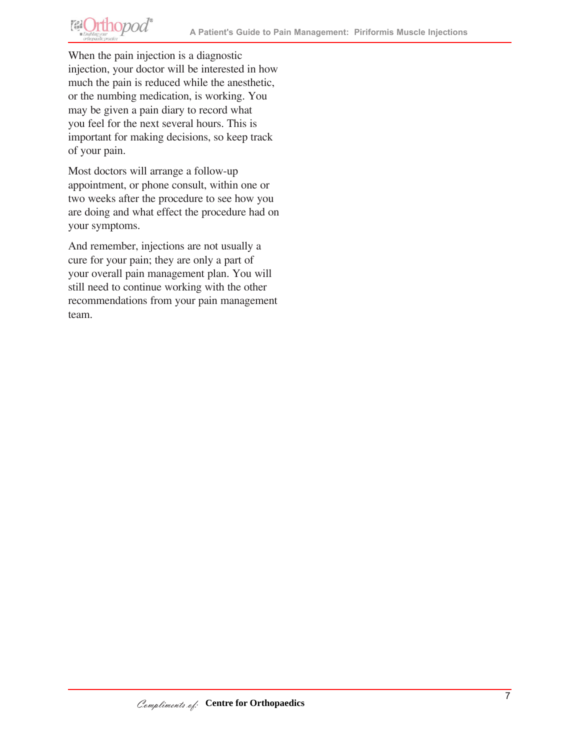When the pain injection is a diagnostic injection, your doctor will be interested in how much the pain is reduced while the anesthetic, or the numbing medication, is working. You may be given a pain diary to record what you feel for the next several hours. This is important for making decisions, so keep track of your pain.

Most doctors will arrange a follow-up appointment, or phone consult, within one or two weeks after the procedure to see how you are doing and what effect the procedure had on your symptoms.

And remember, injections are not usually a cure for your pain; they are only a part of your overall pain management plan. You will still need to continue working with the other recommendations from your pain management team.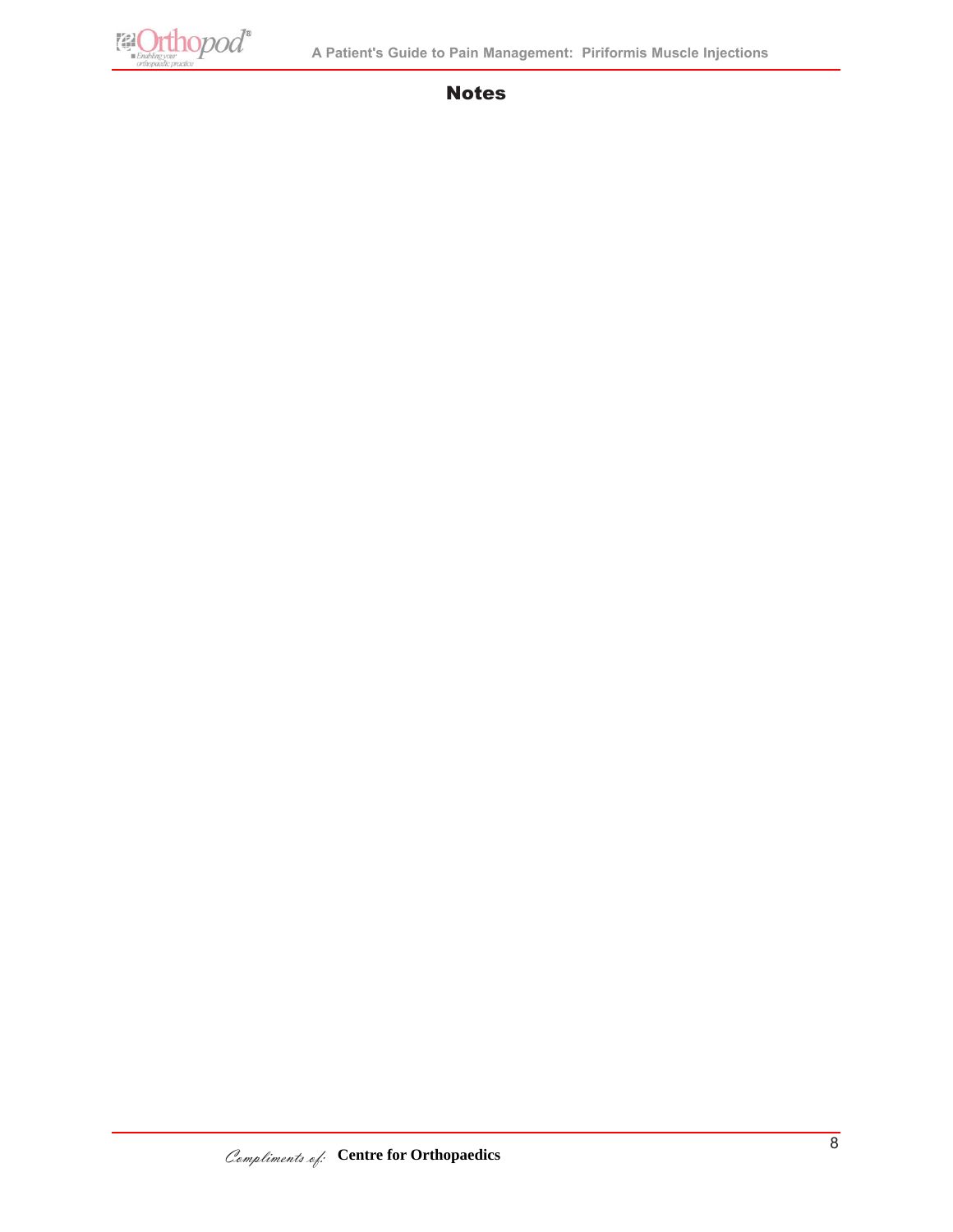## Notes